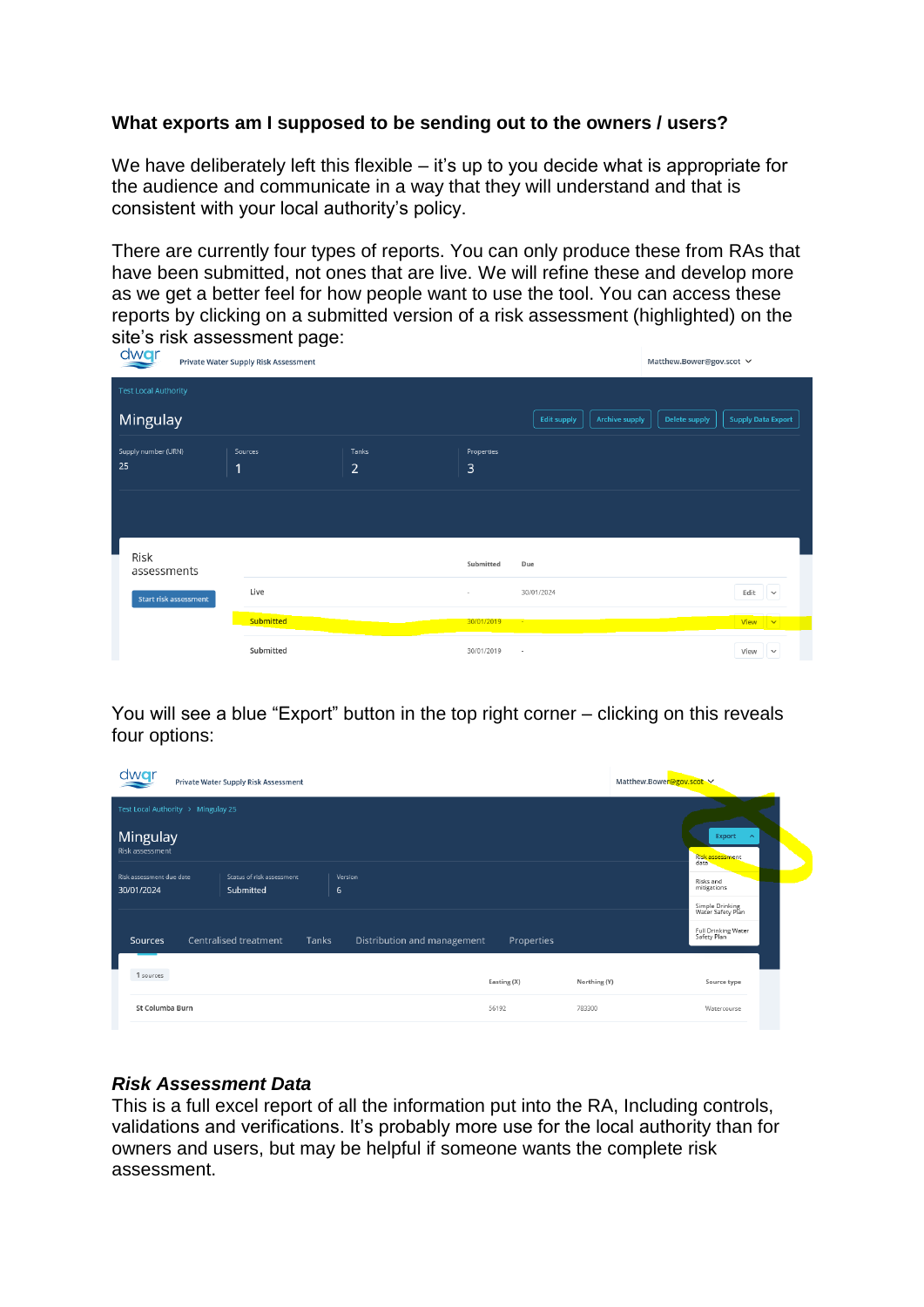**What exports am I supposed to be sending out to the owners / users?**

We have deliberately left this flexible – it's up to you decide what is appropriate for the audience and communicate in a way that they will understand and that is consistent with your local authority's policy.

There are currently four types of reports. You can only produce these from RAs that have been submitted, not ones that are live. We will refine these and develop more as we get a better feel for how people want to use the tool. You can access these reports by clicking on a submitted version of a risk assessment (highlighted) on the site's risk assessment page:

You will see a blue "Export" button in the top right corner – clicking on this reveals four options:

***Risk Assessment Data***

This is a full excel report of all the information put into the RA, Including controls, validations and verifications. It's probably more use for the local authority than for owners and users, but may be helpful if someone wants the complete risk assessment.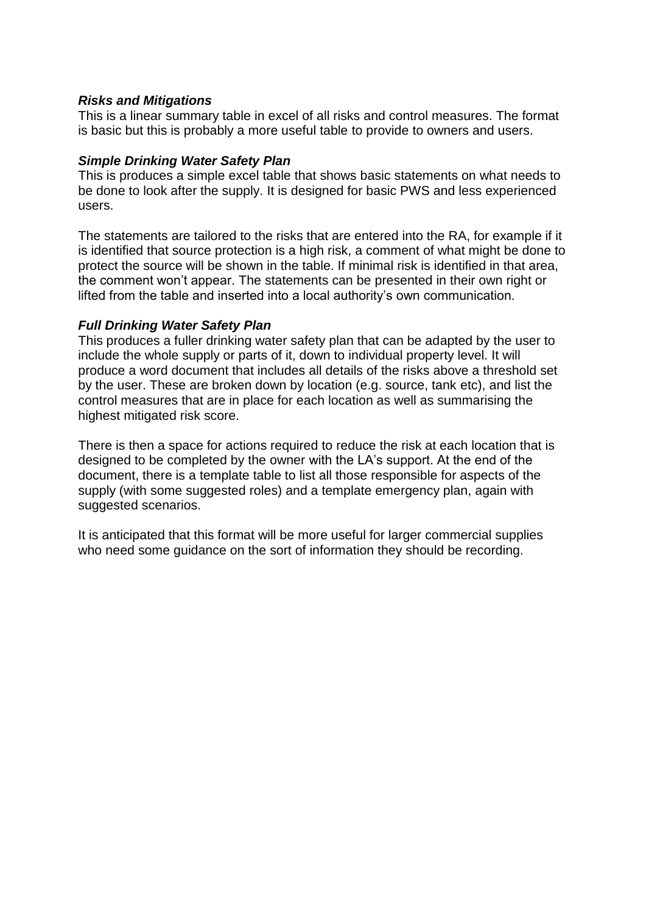***Risks and Mitigations***

This is a linear summary table in excel of all risks and control measures. The format is basic but this is probably a more useful table to provide to owners and users.

***Simple Drinking Water Safety Plan***

This is produces a simple excel table that shows basic statements on what needs to be done to look after the supply. It is designed for basic PWS and less experienced users.

The statements are tailored to the risks that are entered into the RA, for example if it is identified that source protection is a high risk, a comment of what might be done to protect the source will be shown in the table. If minimal risk is identified in that area, the comment won't appear. The statements can be presented in their own right or lifted from the table and inserted into a local authority's own communication.

***Full Drinking Water Safety Plan***

This produces a fuller drinking water safety plan that can be adapted by the user to include the whole supply or parts of it, down to individual property level. It will produce a word document that includes all details of the risks above a threshold set by the user. These are broken down by location (e.g. source, tank etc), and list the control measures that are in place for each location as well as summarising the highest mitigated risk score.

There is then a space for actions required to reduce the risk at each location that is designed to be completed by the owner with the LA's support. At the end of the document, there is a template table to list all those responsible for aspects of the supply (with some suggested roles) and a template emergency plan, again with suggested scenarios.

It is anticipated that this format will be more useful for larger commercial supplies who need some guidance on the sort of information they should be recording.